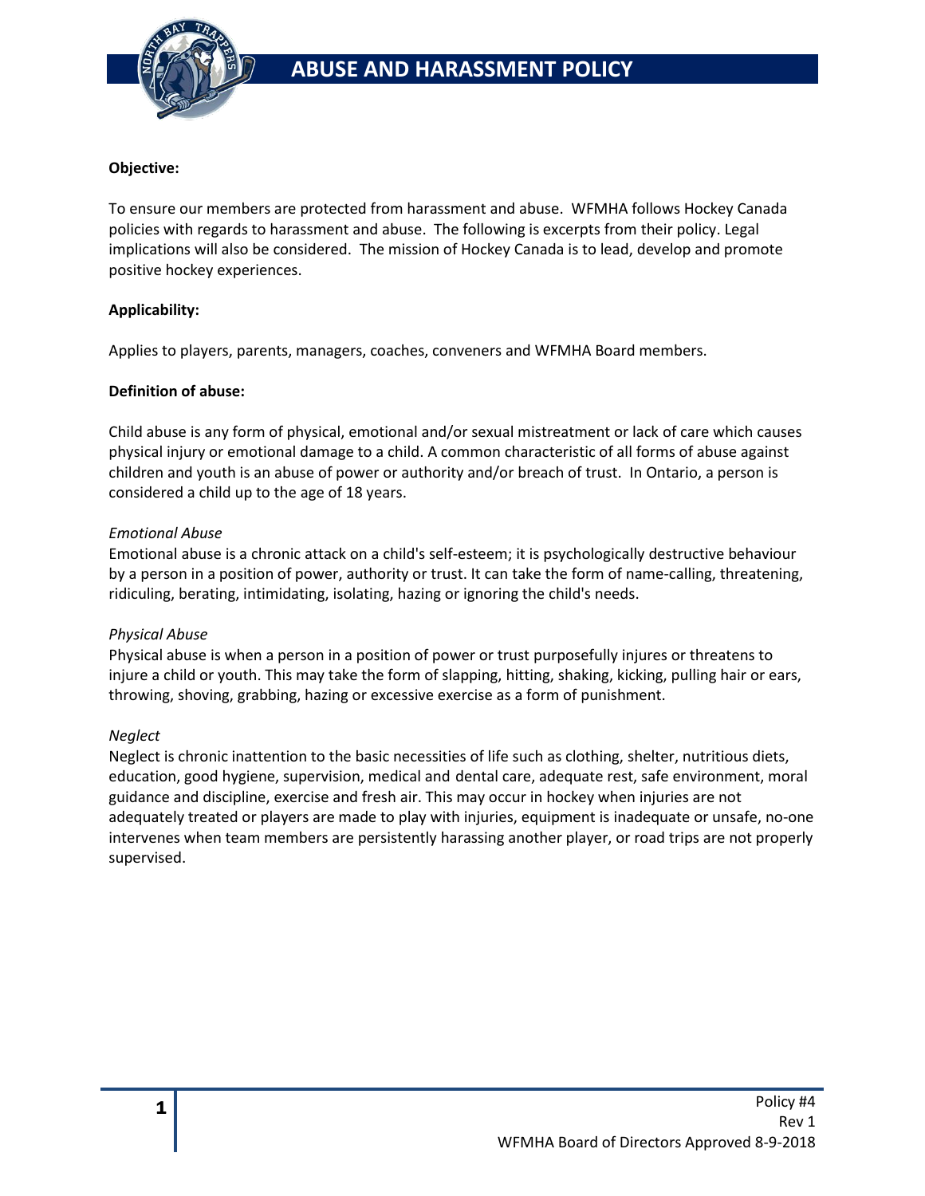# ABUSE AND HARASSMENT POLICY

**Objective:**

To ensure our members are protected from harassment and abuse. WFMHA follows Hockey Canada policies with regards to harassment and abuse. The following is excerpts from their policy. Legal implications will also be considered. The mission of Hockey Canada is to lead, develop and promote positive hockey experiences.

**Applicability:**

Applies to players, parents, managers, coaches, conveners and WFMHA Board members.

**Definition of abuse:**

Child abuse is any form of physical, emotional and/or sexual mistreatment or lack of care which causes physical injury or emotional damage to a child. A common characteristic of all forms of abuse against children and youth is an abuse of power or authority and/or breach of trust. In Ontario, a person is considered a child up to the age of 18 years.

*Emotional Abuse*

Emotional abuse is a chronic attack on a child's self-esteem; it is psychologically destructive behaviour by a person in a position of power, authority or trust. It can take the form of name-calling, threatening, ridiculing, berating, intimidating, isolating, hazing or ignoring the child's needs.

*Physical Abuse*

Physical abuse is when a person in a position of power or trust purposefully injures or threatens to injure a child or youth. This may take the form of slapping, hitting, shaking, kicking, pulling hair or ears, throwing, shoving, grabbing, hazing or excessive exercise as a form of punishment.

*Neglect*

Neglect is chronic inattention to the basic necessities of life such as clothing, shelter, nutritious diets, education, good hygiene, supervision, medical and dental care, adequate rest, safe environment, moral guidance and discipline, exercise and fresh air. This may occur in hockey when injuries are not adequately treated or players are made to play with injuries, equipment is inadequate or unsafe, no-one intervenes when team members are persistently harassing another player, or road trips are not properly supervised.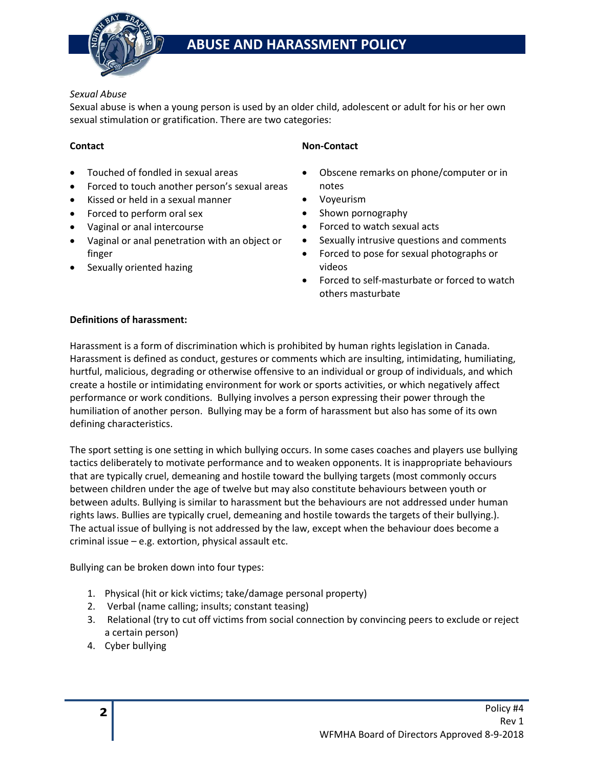*Sexual Abuse*

Sexual abuse is when a young person is used by an older child, adolescent or adult for his or her own sexual stimulation or gratification. There are two categories:

**Contact**

- Touched of fondled in sexual areas
- Forced to touch another person's sexual areas
- Kissed or held in a sexual manner
- Forced to perform oral sex
- Vaginal or anal intercourse
- Vaginal or anal penetration with an object or finger
- Sexually oriented hazing

**Non-Contact**

- Obscene remarks on phone/computer or in notes
- Voyeurism
- Shown pornography
- Forced to watch sexual acts
- Sexually intrusive questions and comments
- Forced to pose for sexual photographs or videos
- Forced to self-masturbate or forced to watch others masturbate

**Definitions of harassment:**

Harassment is a form of discrimination which is prohibited by human rights legislation in Canada. Harassment is defined as conduct, gestures or comments which are insulting, intimidating, humiliating, hurtful, malicious, degrading or otherwise offensive to an individual or group of individuals, and which create a hostile or intimidating environment for work or sports activities, or which negatively affect performance or work conditions. Bullying involves a person expressing their power through the humiliation of another person. Bullying may be a form of harassment but also has some of its own defining characteristics.

The sport setting is one setting in which bullying occurs. In some cases coaches and players use bullying tactics deliberately to motivate performance and to weaken opponents. It is inappropriate behaviours that are typically cruel, demeaning and hostile toward the bullying targets (most commonly occurs between children under the age of twelve but may also constitute behaviours between youth or between adults. Bullying is similar to harassment but the behaviours are not addressed under human rights laws. Bullies are typically cruel, demeaning and hostile towards the targets of their bullying.). The actual issue of bullying is not addressed by the law, except when the behaviour does become a criminal issue – e.g. extortion, physical assault etc.

Bullying can be broken down into four types:

1. Physical (hit or kick victims; take/damage personal property)
2. Verbal (name calling; insults; constant teasing)
3. Relational (try to cut off victims from social connection by convincing peers to exclude or reject a certain person)
4. Cyber bullying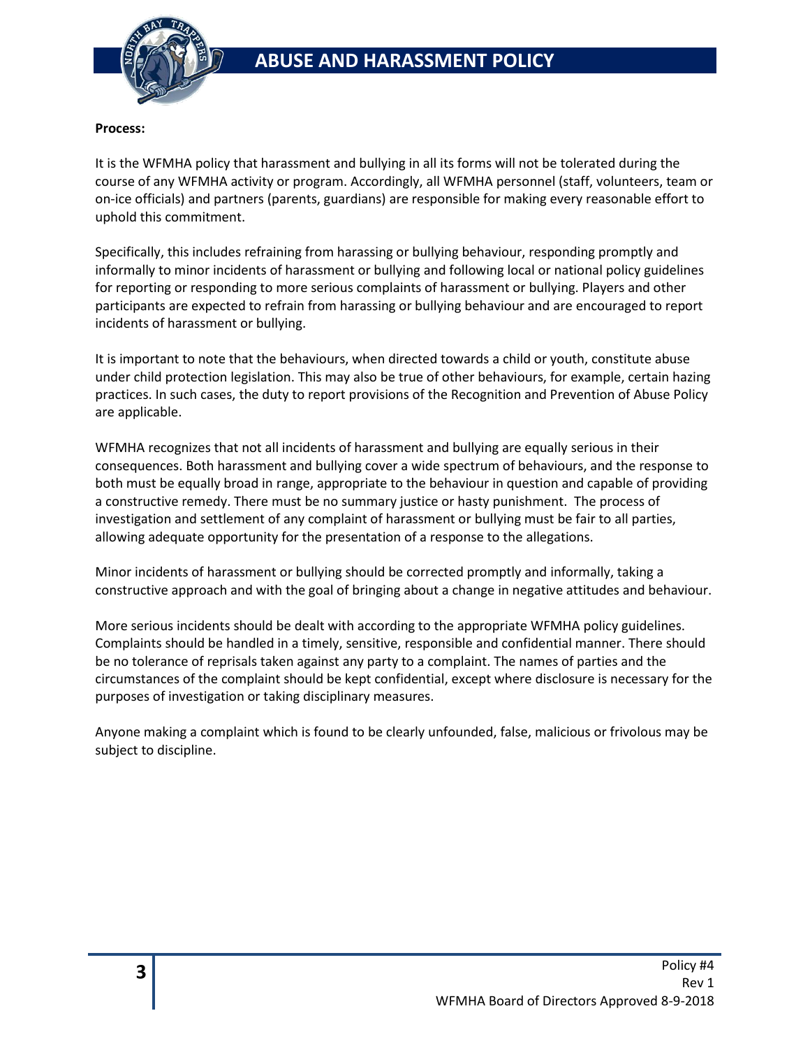**Process:**

It is the WFMHA policy that harassment and bullying in all its forms will not be tolerated during the course of any WFMHA activity or program. Accordingly, all WFMHA personnel (staff, volunteers, team or on-ice officials) and partners (parents, guardians) are responsible for making every reasonable effort to uphold this commitment.

Specifically, this includes refraining from harassing or bullying behaviour, responding promptly and informally to minor incidents of harassment or bullying and following local or national policy guidelines for reporting or responding to more serious complaints of harassment or bullying. Players and other participants are expected to refrain from harassing or bullying behaviour and are encouraged to report incidents of harassment or bullying.

It is important to note that the behaviours, when directed towards a child or youth, constitute abuse under child protection legislation. This may also be true of other behaviours, for example, certain hazing practices. In such cases, the duty to report provisions of the Recognition and Prevention of Abuse Policy are applicable.

WFMHA recognizes that not all incidents of harassment and bullying are equally serious in their consequences. Both harassment and bullying cover a wide spectrum of behaviours, and the response to both must be equally broad in range, appropriate to the behaviour in question and capable of providing a constructive remedy. There must be no summary justice or hasty punishment. The process of investigation and settlement of any complaint of harassment or bullying must be fair to all parties, allowing adequate opportunity for the presentation of a response to the allegations.

Minor incidents of harassment or bullying should be corrected promptly and informally, taking a constructive approach and with the goal of bringing about a change in negative attitudes and behaviour.

More serious incidents should be dealt with according to the appropriate WFMHA policy guidelines. Complaints should be handled in a timely, sensitive, responsible and confidential manner. There should be no tolerance of reprisals taken against any party to a complaint. The names of parties and the circumstances of the complaint should be kept confidential, except where disclosure is necessary for the purposes of investigation or taking disciplinary measures.

Anyone making a complaint which is found to be clearly unfounded, false, malicious or frivolous may be subject to discipline.